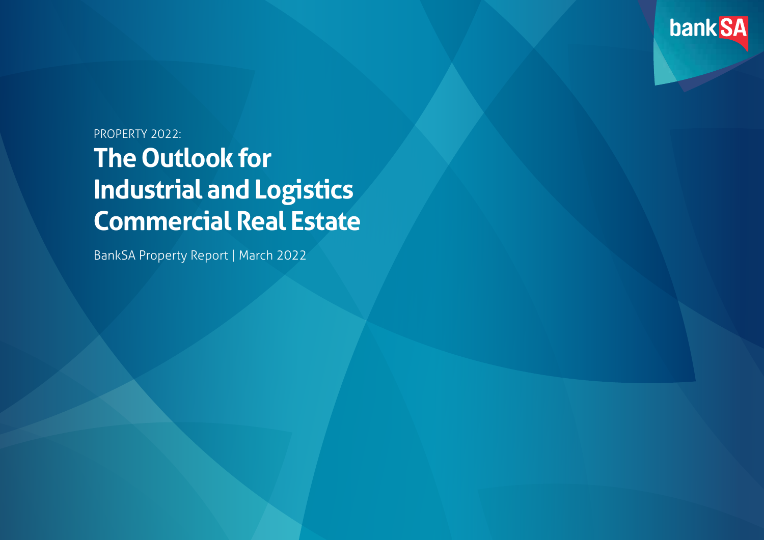PROPERTY 2022:

# The Outlook for Industrial and Logistics Commercial Real Estate

BankSA Property Report | March 2022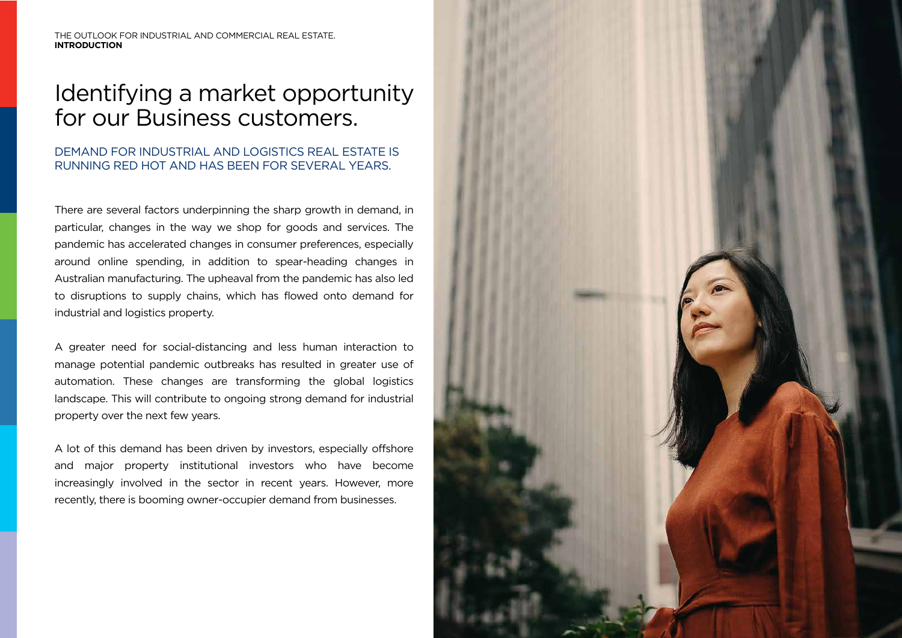THE OUTLOOK FOR INDUSTRIAL AND COMMERCIAL REAL ESTATE.
**INTRODUCTION**

# Identifying a market opportunity for our Business customers.

## DEMAND FOR INDUSTRIAL AND LOGISTICS REAL ESTATE IS RUNNING RED HOT AND HAS BEEN FOR SEVERAL YEARS.

There are several factors underpinning the sharp growth in demand, in particular, changes in the way we shop for goods and services. The pandemic has accelerated changes in consumer preferences, especially around online spending, in addition to spear-heading changes in Australian manufacturing. The upheaval from the pandemic has also led to disruptions to supply chains, which has flowed onto demand for industrial and logistics property.

A greater need for social-distancing and less human interaction to manage potential pandemic outbreaks has resulted in greater use of automation. These changes are transforming the global logistics landscape. This will contribute to ongoing strong demand for industrial property over the next few years.

A lot of this demand has been driven by investors, especially offshore and major property institutional investors who have become increasingly involved in the sector in recent years. However, more recently, there is booming owner-occupier demand from businesses.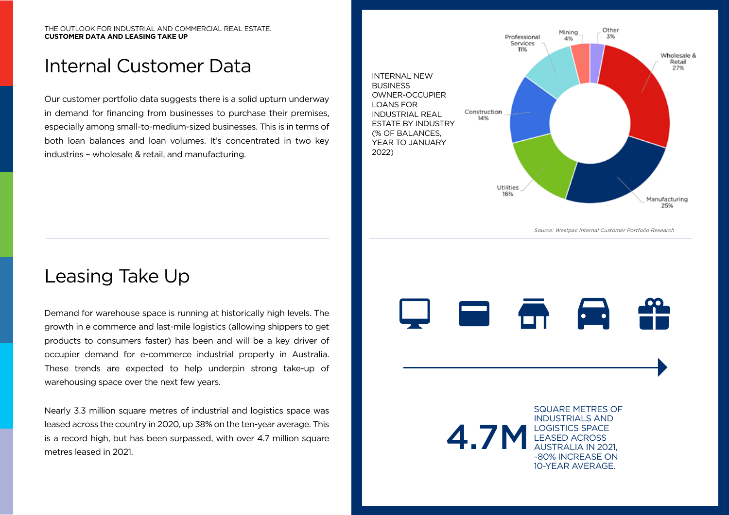THE OUTLOOK FOR INDUSTRIAL AND COMMERCIAL REAL ESTATE.
**CUSTOMER DATA AND LEASING TAKE UP**

# Internal Customer Data

Our customer portfolio data suggests there is a solid upturn underway in demand for financing from businesses to purchase their premises, especially among small-to-medium-sized businesses. This is in terms of both loan balances and loan volumes. It's concentrated in two key industries – wholesale & retail, and manufacturing.

INTERNAL NEW BUSINESS OWNER-OCCUPIER LOANS FOR INDUSTRIAL REAL ESTATE BY INDUSTRY (% OF BALANCES, YEAR TO JANUARY 2022)

| Industry | % |
|---|---|
| Wholesale & Retail | 27% |
| Manufacturing | 25% |
| Utilities | 16% |
| Construction | 14% |
| Professional Services | 11% |
| Mining | 4% |
| Other | 3% |

*Source: Westpac Internal Customer Portfolio Research*

# Leasing Take Up

Demand for warehouse space is running at historically high levels. The growth in e commerce and last-mile logistics (allowing shippers to get products to consumers faster) has been and will be a key driver of occupier demand for e-commerce industrial property in Australia. These trends are expected to help underpin strong take-up of warehousing space over the next few years.

Nearly 3.3 million square metres of industrial and logistics space was leased across the country in 2020, up 38% on the ten-year average. This is a record high, but has been surpassed, with over 4.7 million square metres leased in 2021.

**4.7M** SQUARE METRES OF INDUSTRIALS AND LOGISTICS SPACE LEASED ACROSS AUSTRALIA IN 2021, ~80% INCREASE ON 10-YEAR AVERAGE.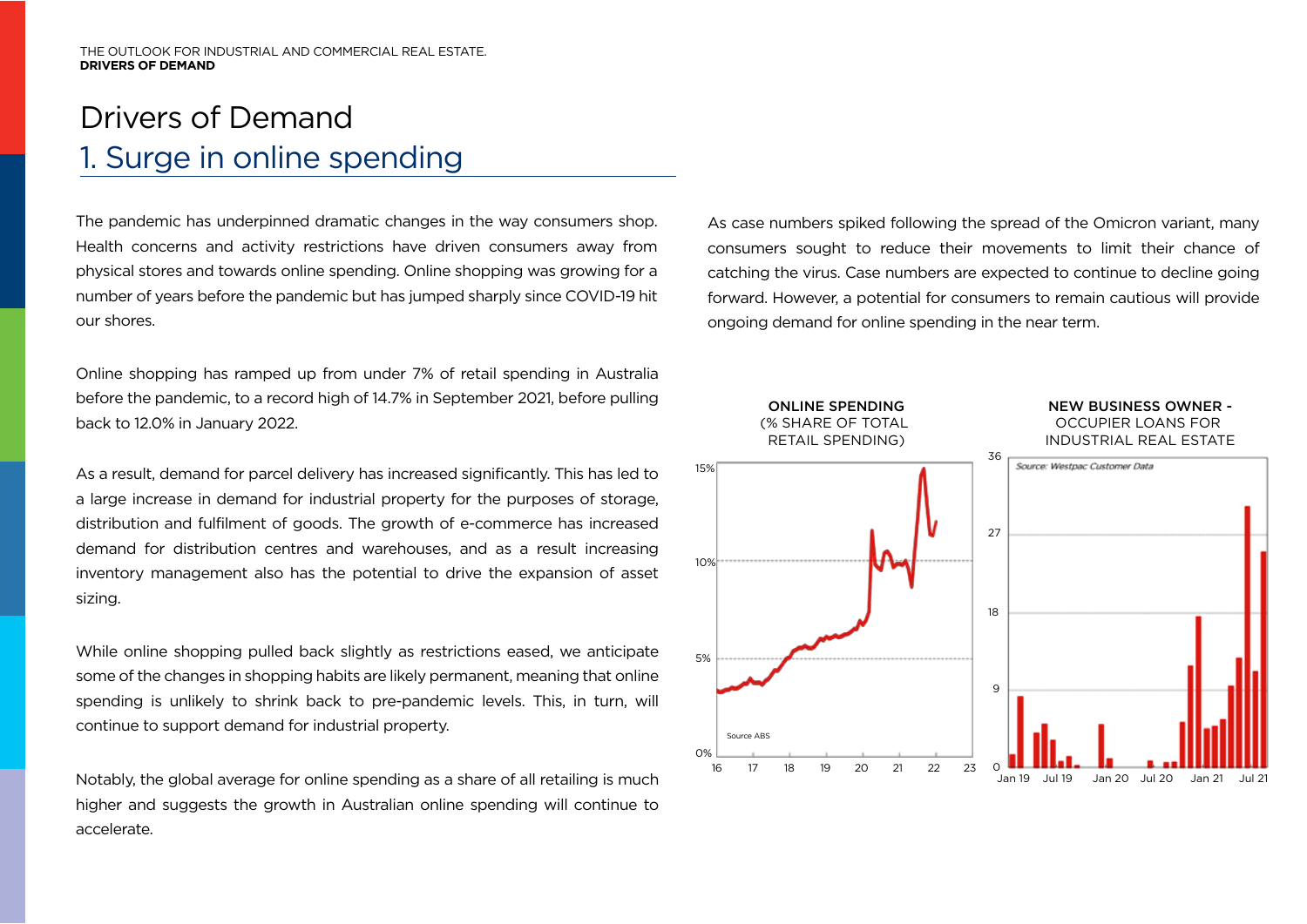# Drivers of Demand

## 1. Surge in online spending

The pandemic has underpinned dramatic changes in the way consumers shop. Health concerns and activity restrictions have driven consumers away from physical stores and towards online spending. Online shopping was growing for a number of years before the pandemic but has jumped sharply since COVID-19 hit our shores.

Online shopping has ramped up from under 7% of retail spending in Australia before the pandemic, to a record high of 14.7% in September 2021, before pulling back to 12.0% in January 2022.

As a result, demand for parcel delivery has increased significantly. This has led to a large increase in demand for industrial property for the purposes of storage, distribution and fulfilment of goods. The growth of e-commerce has increased demand for distribution centres and warehouses, and as a result increasing inventory management also has the potential to drive the expansion of asset sizing.

While online shopping pulled back slightly as restrictions eased, we anticipate some of the changes in shopping habits are likely permanent, meaning that online spending is unlikely to shrink back to pre-pandemic levels. This, in turn, will continue to support demand for industrial property.

Notably, the global average for online spending as a share of all retailing is much higher and suggests the growth in Australian online spending will continue to accelerate.

As case numbers spiked following the spread of the Omicron variant, many consumers sought to reduce their movements to limit their chance of catching the virus. Case numbers are expected to continue to decline going forward. However, a potential for consumers to remain cautious will provide ongoing demand for online spending in the near term.

**ONLINE SPENDING** (% SHARE OF TOTAL RETAIL SPENDING)

Source ABS

**NEW BUSINESS OWNER -** OCCUPIER LOANS FOR INDUSTRIAL REAL ESTATE

*Source: Westpac Customer Data*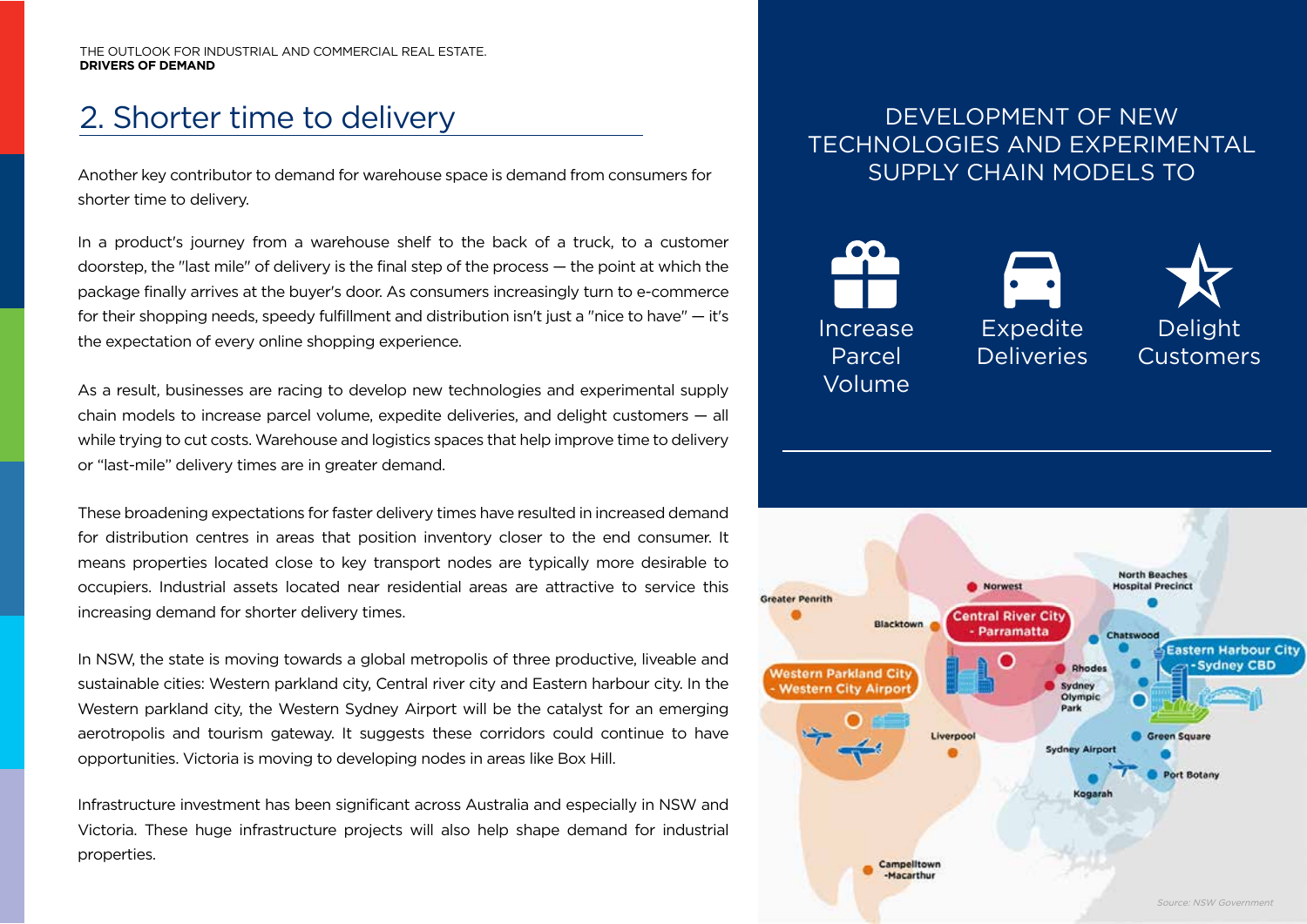## 2. Shorter time to delivery

Another key contributor to demand for warehouse space is demand from consumers for shorter time to delivery.

In a product's journey from a warehouse shelf to the back of a truck, to a customer doorstep, the "last mile" of delivery is the final step of the process — the point at which the package finally arrives at the buyer's door. As consumers increasingly turn to e-commerce for their shopping needs, speedy fulfillment and distribution isn't just a "nice to have" — it's the expectation of every online shopping experience.

As a result, businesses are racing to develop new technologies and experimental supply chain models to increase parcel volume, expedite deliveries, and delight customers — all while trying to cut costs. Warehouse and logistics spaces that help improve time to delivery or "last-mile" delivery times are in greater demand.

These broadening expectations for faster delivery times have resulted in increased demand for distribution centres in areas that position inventory closer to the end consumer. It means properties located close to key transport nodes are typically more desirable to occupiers. Industrial assets located near residential areas are attractive to service this increasing demand for shorter delivery times.

In NSW, the state is moving towards a global metropolis of three productive, liveable and sustainable cities: Western parkland city, Central river city and Eastern harbour city. In the Western parkland city, the Western Sydney Airport will be the catalyst for an emerging aerotropolis and tourism gateway. It suggests these corridors could continue to have opportunities. Victoria is moving to developing nodes in areas like Box Hill.

Infrastructure investment has been significant across Australia and especially in NSW and Victoria. These huge infrastructure projects will also help shape demand for industrial properties.

DEVELOPMENT OF NEW TECHNOLOGIES AND EXPERIMENTAL SUPPLY CHAIN MODELS TO

- Increase Parcel Volume
- Expedite Deliveries
- Delight Customers

Greater Penrith, Blacktown, Norwest, Central River City - Parramatta, North Beaches Hospital Precinct, Chatswood, Eastern Harbour City - Sydney CBD, Rhodes, Sydney Olympic Park, Western Parkland City - Western City Airport, Liverpool, Sydney Airport, Green Square, Port Botany, Kogarah, Campbelltown -Macarthur

*Source: NSW Government*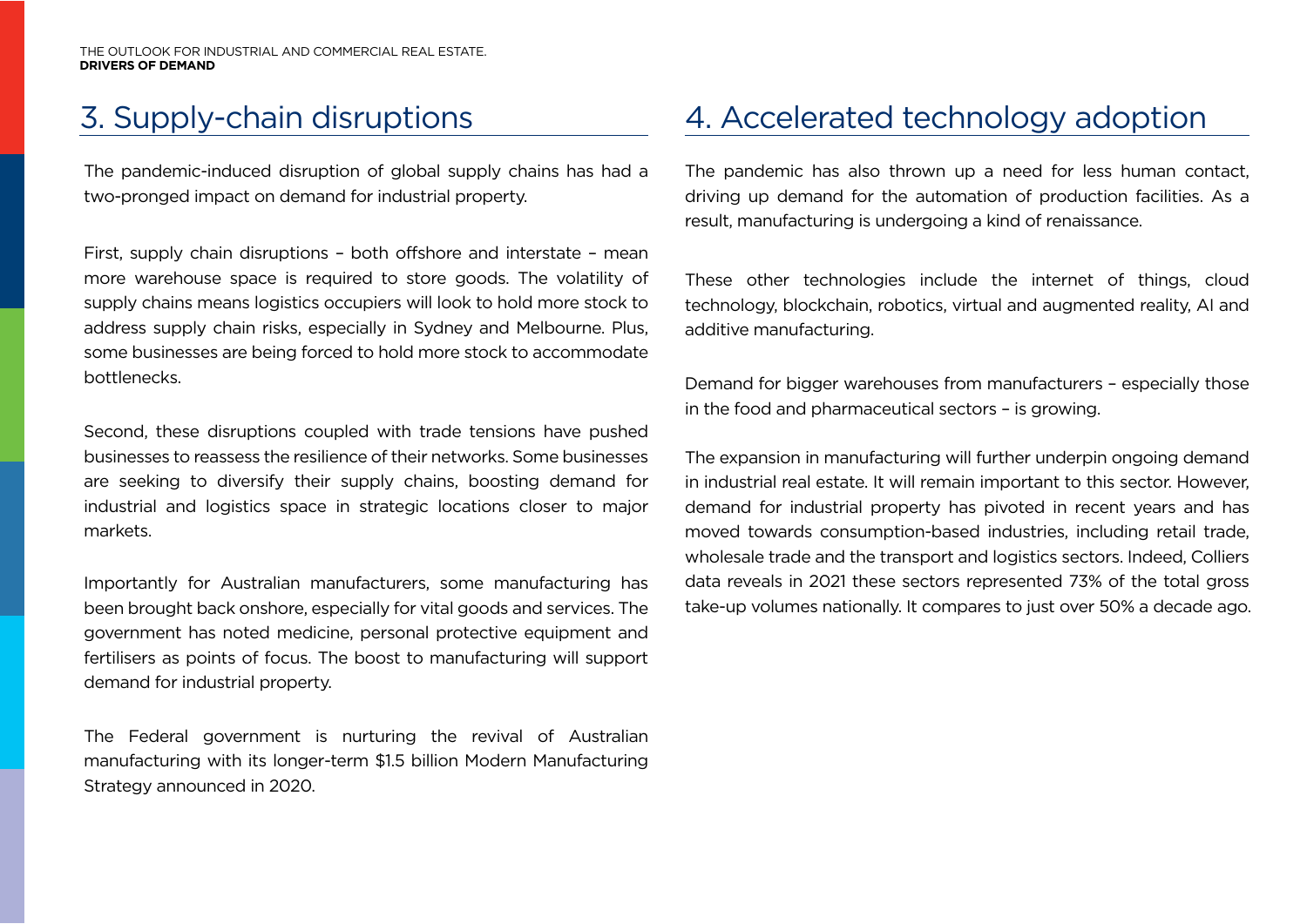## 3. Supply-chain disruptions

The pandemic-induced disruption of global supply chains has had a two-pronged impact on demand for industrial property.

First, supply chain disruptions – both offshore and interstate – mean more warehouse space is required to store goods. The volatility of supply chains means logistics occupiers will look to hold more stock to address supply chain risks, especially in Sydney and Melbourne. Plus, some businesses are being forced to hold more stock to accommodate bottlenecks.

Second, these disruptions coupled with trade tensions have pushed businesses to reassess the resilience of their networks. Some businesses are seeking to diversify their supply chains, boosting demand for industrial and logistics space in strategic locations closer to major markets.

Importantly for Australian manufacturers, some manufacturing has been brought back onshore, especially for vital goods and services. The government has noted medicine, personal protective equipment and fertilisers as points of focus. The boost to manufacturing will support demand for industrial property.

The Federal government is nurturing the revival of Australian manufacturing with its longer-term $1.5 billion Modern Manufacturing Strategy announced in 2020.

## 4. Accelerated technology adoption

The pandemic has also thrown up a need for less human contact, driving up demand for the automation of production facilities. As a result, manufacturing is undergoing a kind of renaissance.

These other technologies include the internet of things, cloud technology, blockchain, robotics, virtual and augmented reality, AI and additive manufacturing.

Demand for bigger warehouses from manufacturers – especially those in the food and pharmaceutical sectors – is growing.

The expansion in manufacturing will further underpin ongoing demand in industrial real estate. It will remain important to this sector. However, demand for industrial property has pivoted in recent years and has moved towards consumption-based industries, including retail trade, wholesale trade and the transport and logistics sectors. Indeed, Colliers data reveals in 2021 these sectors represented 73% of the total gross take-up volumes nationally. It compares to just over 50% a decade ago.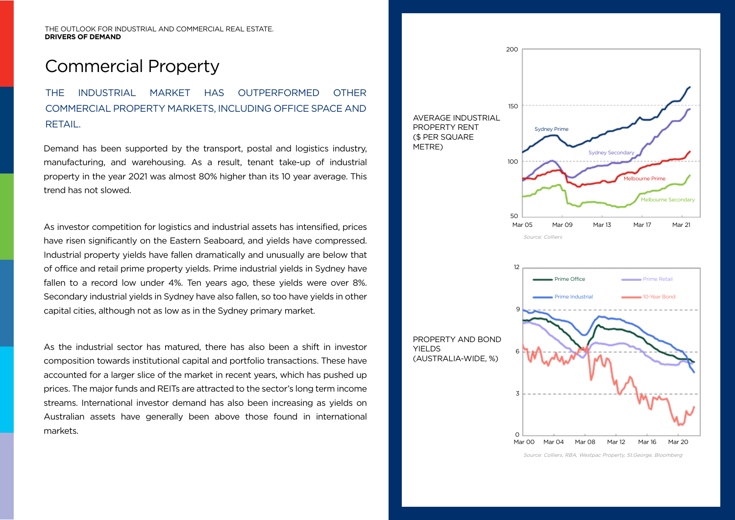THE OUTLOOK FOR INDUSTRIAL AND COMMERCIAL REAL ESTATE.
**DRIVERS OF DEMAND**

# Commercial Property

## THE INDUSTRIAL MARKET HAS OUTPERFORMED OTHER COMMERCIAL PROPERTY MARKETS, INCLUDING OFFICE SPACE AND RETAIL.

Demand has been supported by the transport, postal and logistics industry, manufacturing, and warehousing. As a result, tenant take-up of industrial property in the year 2021 was almost 80% higher than its 10 year average. This trend has not slowed.

As investor competition for logistics and industrial assets has intensified, prices have risen significantly on the Eastern Seaboard, and yields have compressed. Industrial property yields have fallen dramatically and unusually are below that of office and retail prime property yields. Prime industrial yields in Sydney have fallen to a record low under 4%. Ten years ago, these yields were over 8%. Secondary industrial yields in Sydney have also fallen, so too have yields in other capital cities, although not as low as in the Sydney primary market.

As the industrial sector has matured, there has also been a shift in investor composition towards institutional capital and portfolio transactions. These have accounted for a larger slice of the market in recent years, which has pushed up prices. The major funds and REITs are attracted to the sector's long term income streams. International investor demand has also been increasing as yields on Australian assets have generally been above those found in international markets.

AVERAGE INDUSTRIAL PROPERTY RENT ($ PER SQUARE METRE)

*Source: Colliers*

PROPERTY AND BOND YIELDS (AUSTRALIA-WIDE, %)

*Source: Colliers, RBA, Westpac Property, St.George, Bloomberg*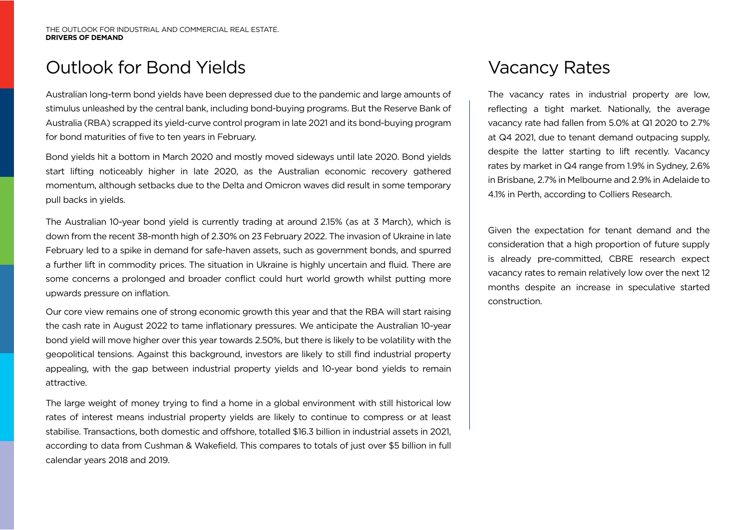# Outlook for Bond Yields

Australian long-term bond yields have been depressed due to the pandemic and large amounts of stimulus unleashed by the central bank, including bond-buying programs. But the Reserve Bank of Australia (RBA) scrapped its yield-curve control program in late 2021 and its bond-buying program for bond maturities of five to ten years in February.

Bond yields hit a bottom in March 2020 and mostly moved sideways until late 2020. Bond yields start lifting noticeably higher in late 2020, as the Australian economic recovery gathered momentum, although setbacks due to the Delta and Omicron waves did result in some temporary pull backs in yields.

The Australian 10-year bond yield is currently trading at around 2.15% (as at 3 March), which is down from the recent 38-month high of 2.30% on 23 February 2022. The invasion of Ukraine in late February led to a spike in demand for safe-haven assets, such as government bonds, and spurred a further lift in commodity prices. The situation in Ukraine is highly uncertain and fluid. There are some concerns a prolonged and broader conflict could hurt world growth whilst putting more upwards pressure on inflation.

Our core view remains one of strong economic growth this year and that the RBA will start raising the cash rate in August 2022 to tame inflationary pressures. We anticipate the Australian 10-year bond yield will move higher over this year towards 2.50%, but there is likely to be volatility with the geopolitical tensions. Against this background, investors are likely to still find industrial property appealing, with the gap between industrial property yields and 10-year bond yields to remain attractive.

The large weight of money trying to find a home in a global environment with still historical low rates of interest means industrial property yields are likely to continue to compress or at least stabilise. Transactions, both domestic and offshore, totalled $16.3 billion in industrial assets in 2021, according to data from Cushman & Wakefield. This compares to totals of just over $5 billion in full calendar years 2018 and 2019.

# Vacancy Rates

The vacancy rates in industrial property are low, reflecting a tight market. Nationally, the average vacancy rate had fallen from 5.0% at Q1 2020 to 2.7% at Q4 2021, due to tenant demand outpacing supply, despite the latter starting to lift recently. Vacancy rates by market in Q4 range from 1.9% in Sydney, 2.6% in Brisbane, 2.7% in Melbourne and 2.9% in Adelaide to 4.1% in Perth, according to Colliers Research.

Given the expectation for tenant demand and the consideration that a high proportion of future supply is already pre-committed, CBRE research expect vacancy rates to remain relatively low over the next 12 months despite an increase in speculative started construction.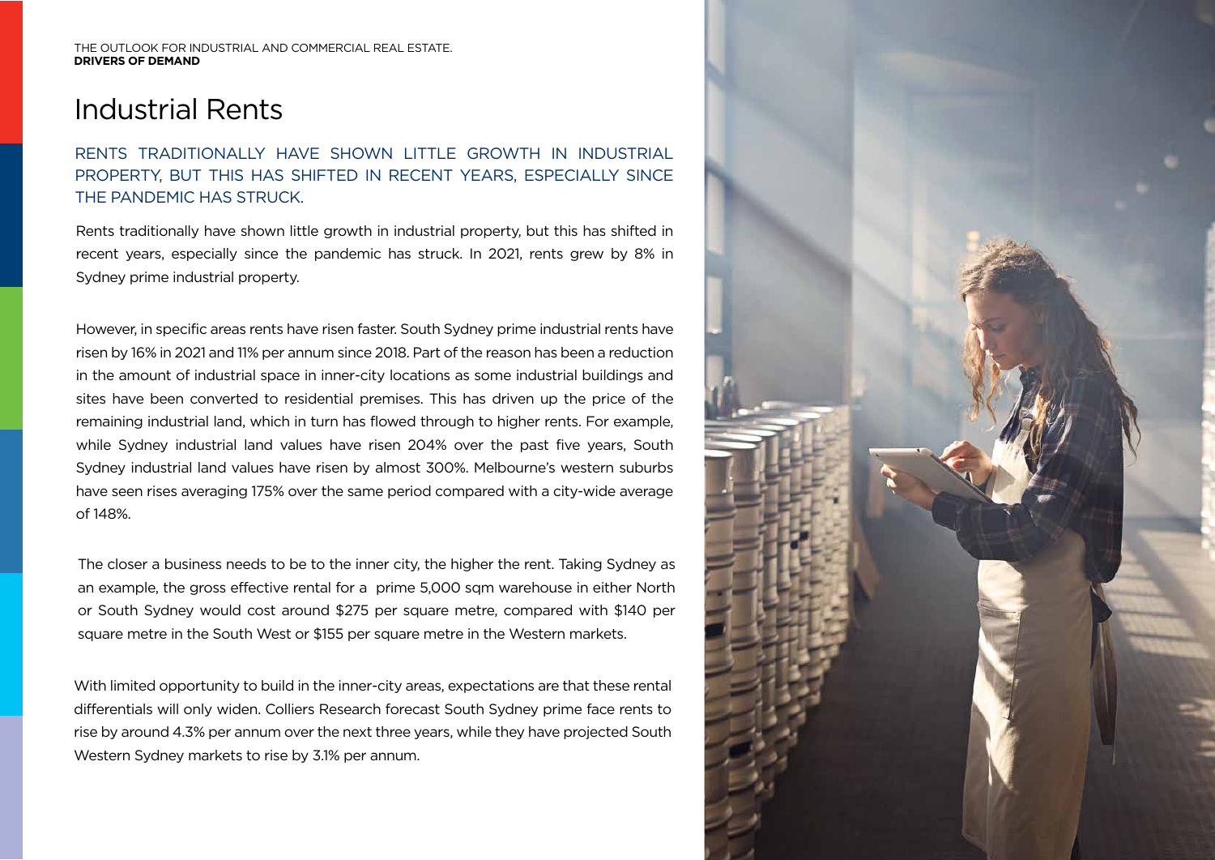# Industrial Rents

RENTS TRADITIONALLY HAVE SHOWN LITTLE GROWTH IN INDUSTRIAL PROPERTY, BUT THIS HAS SHIFTED IN RECENT YEARS, ESPECIALLY SINCE THE PANDEMIC HAS STRUCK.

Rents traditionally have shown little growth in industrial property, but this has shifted in recent years, especially since the pandemic has struck. In 2021, rents grew by 8% in Sydney prime industrial property.

However, in specific areas rents have risen faster. South Sydney prime industrial rents have risen by 16% in 2021 and 11% per annum since 2018. Part of the reason has been a reduction in the amount of industrial space in inner-city locations as some industrial buildings and sites have been converted to residential premises. This has driven up the price of the remaining industrial land, which in turn has flowed through to higher rents. For example, while Sydney industrial land values have risen 204% over the past five years, South Sydney industrial land values have risen by almost 300%. Melbourne's western suburbs have seen rises averaging 175% over the same period compared with a city-wide average of 148%.

The closer a business needs to be to the inner city, the higher the rent. Taking Sydney as an example, the gross effective rental for a prime 5,000 sqm warehouse in either North or South Sydney would cost around $275 per square metre, compared with $140 per square metre in the South West or $155 per square metre in the Western markets.

With limited opportunity to build in the inner-city areas, expectations are that these rental differentials will only widen. Colliers Research forecast South Sydney prime face rents to rise by around 4.3% per annum over the next three years, while they have projected South Western Sydney markets to rise by 3.1% per annum.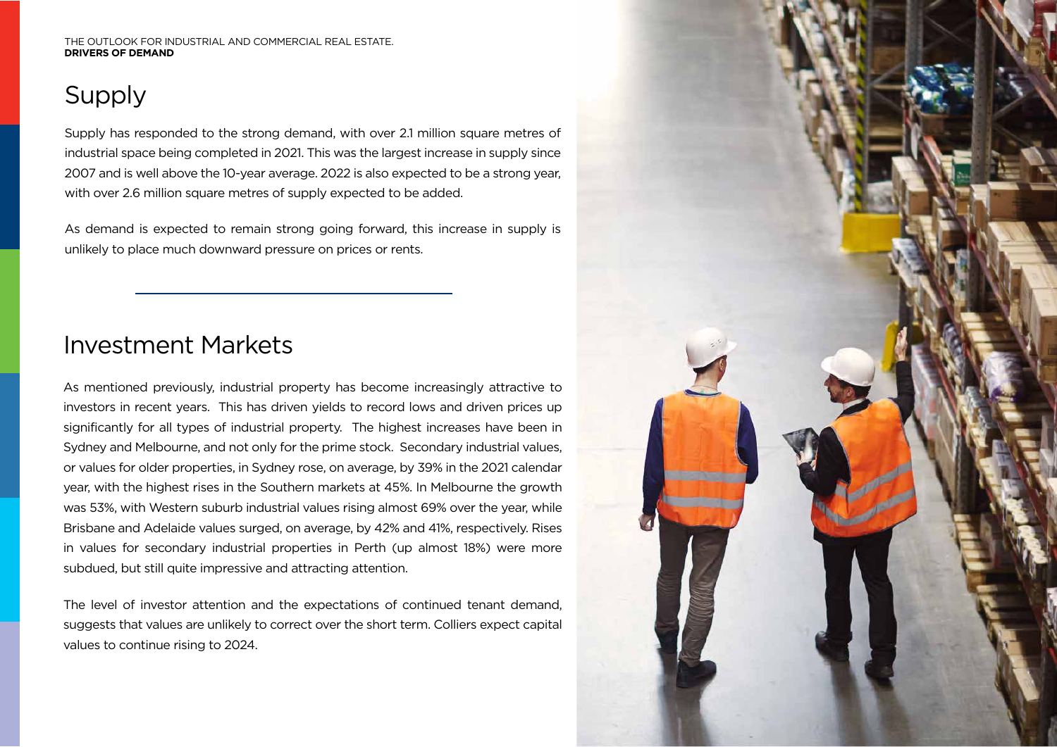## Supply

Supply has responded to the strong demand, with over 2.1 million square metres of industrial space being completed in 2021. This was the largest increase in supply since 2007 and is well above the 10-year average. 2022 is also expected to be a strong year, with over 2.6 million square metres of supply expected to be added.

As demand is expected to remain strong going forward, this increase in supply is unlikely to place much downward pressure on prices or rents.

## Investment Markets

As mentioned previously, industrial property has become increasingly attractive to investors in recent years. This has driven yields to record lows and driven prices up significantly for all types of industrial property. The highest increases have been in Sydney and Melbourne, and not only for the prime stock. Secondary industrial values, or values for older properties, in Sydney rose, on average, by 39% in the 2021 calendar year, with the highest rises in the Southern markets at 45%. In Melbourne the growth was 53%, with Western suburb industrial values rising almost 69% over the year, while Brisbane and Adelaide values surged, on average, by 42% and 41%, respectively. Rises in values for secondary industrial properties in Perth (up almost 18%) were more subdued, but still quite impressive and attracting attention.

The level of investor attention and the expectations of continued tenant demand, suggests that values are unlikely to correct over the short term. Colliers expect capital values to continue rising to 2024.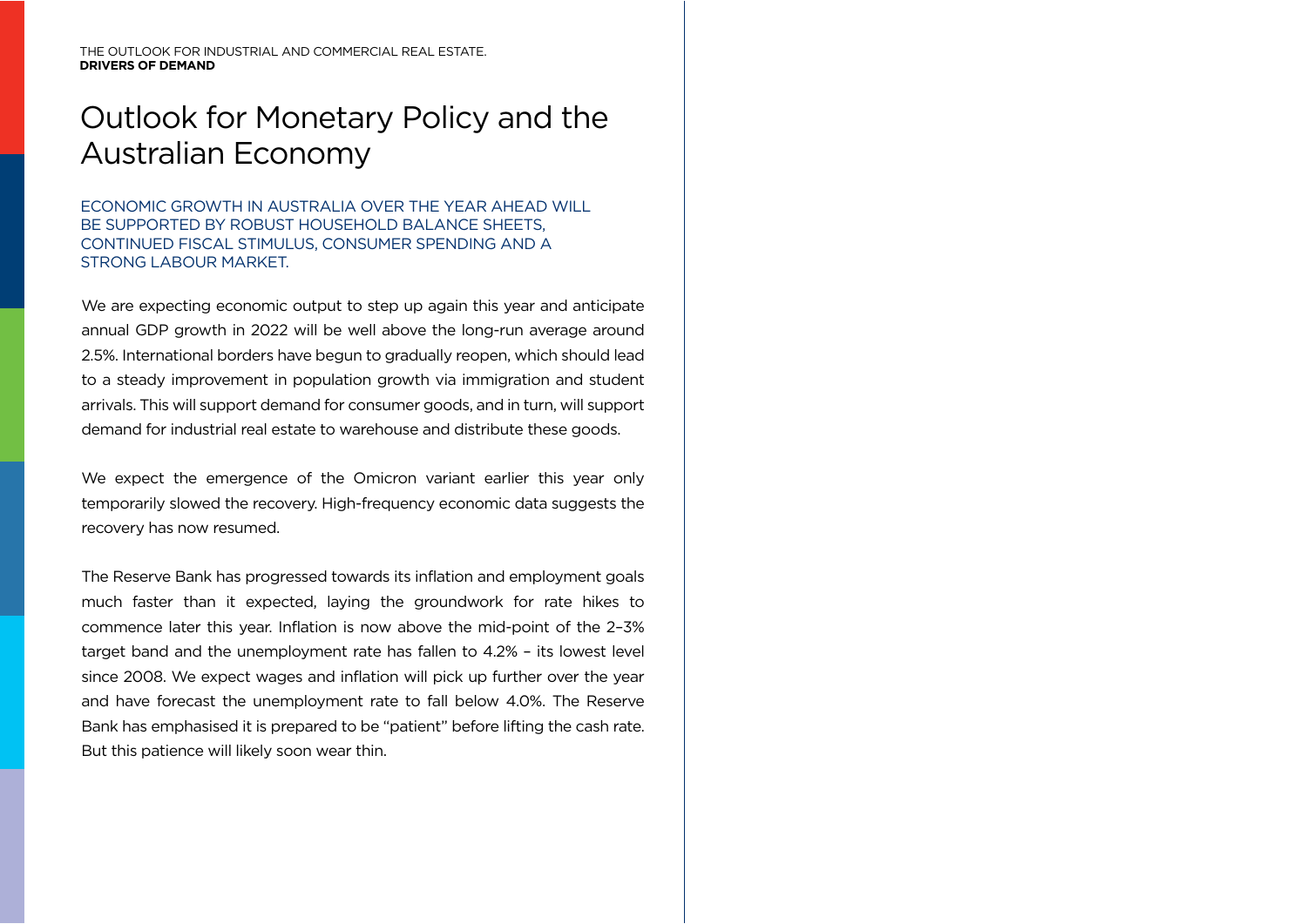# Outlook for Monetary Policy and the Australian Economy

ECONOMIC GROWTH IN AUSTRALIA OVER THE YEAR AHEAD WILL BE SUPPORTED BY ROBUST HOUSEHOLD BALANCE SHEETS, CONTINUED FISCAL STIMULUS, CONSUMER SPENDING AND A STRONG LABOUR MARKET.

We are expecting economic output to step up again this year and anticipate annual GDP growth in 2022 will be well above the long-run average around 2.5%. International borders have begun to gradually reopen, which should lead to a steady improvement in population growth via immigration and student arrivals. This will support demand for consumer goods, and in turn, will support demand for industrial real estate to warehouse and distribute these goods.

We expect the emergence of the Omicron variant earlier this year only temporarily slowed the recovery. High-frequency economic data suggests the recovery has now resumed.

The Reserve Bank has progressed towards its inflation and employment goals much faster than it expected, laying the groundwork for rate hikes to commence later this year. Inflation is now above the mid-point of the 2–3% target band and the unemployment rate has fallen to 4.2% – its lowest level since 2008. We expect wages and inflation will pick up further over the year and have forecast the unemployment rate to fall below 4.0%. The Reserve Bank has emphasised it is prepared to be "patient" before lifting the cash rate. But this patience will likely soon wear thin.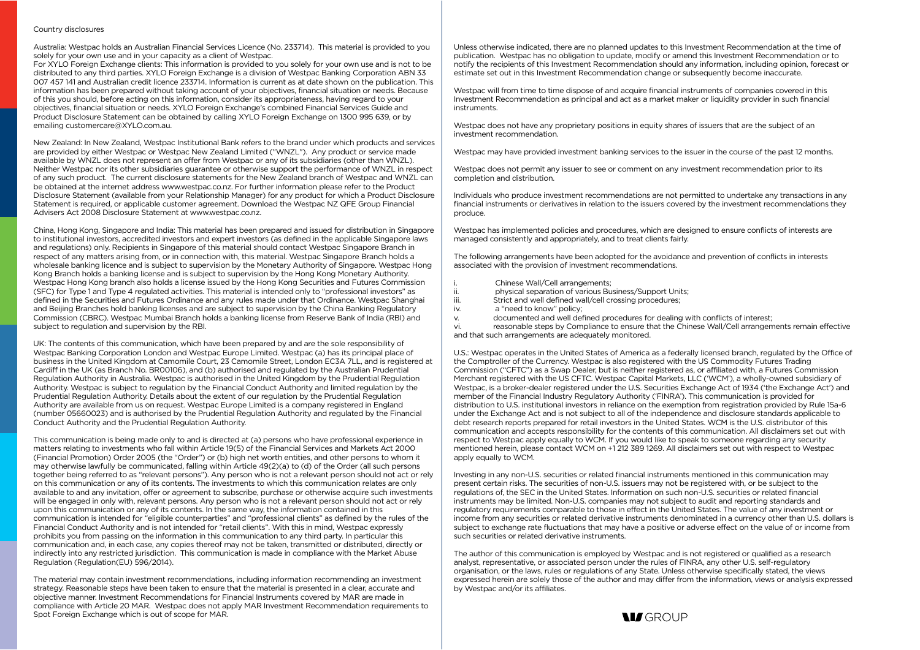Country disclosures

Australia: Westpac holds an Australian Financial Services Licence (No. 233714). This material is provided to you solely for your own use and in your capacity as a client of Westpac.

For XYLO Foreign Exchange clients: This information is provided to you solely for your own use and is not to be distributed to any third parties. XYLO Foreign Exchange is a division of Westpac Banking Corporation ABN 33 007 457 141 and Australian credit licence 233714. Information is current as at date shown on the publication. This information has been prepared without taking account of your objectives, financial situation or needs. Because of this you should, before acting on this information, consider its appropriateness, having regard to your objectives, financial situation or needs. XYLO Foreign Exchange's combined Financial Services Guide and Product Disclosure Statement can be obtained by calling XYLO Foreign Exchange on 1300 995 639, or by emailing customercare@XYLO.com.au.

New Zealand: In New Zealand, Westpac Institutional Bank refers to the brand under which products and services are provided by either Westpac or Westpac New Zealand Limited ("WNZL"). Any product or service made available by WNZL does not represent an offer from Westpac or any of its subsidiaries (other than WNZL). Neither Westpac nor its other subsidiaries guarantee or otherwise support the performance of WNZL in respect of any such product. The current disclosure statements for the New Zealand branch of Westpac and WNZL can be obtained at the internet address www.westpac.co.nz. For further information please refer to the Product Disclosure Statement (available from your Relationship Manager) for any product for which a Product Disclosure Statement is required, or applicable customer agreement. Download the Westpac NZ QFE Group Financial Advisers Act 2008 Disclosure Statement at www.westpac.co.nz.

China, Hong Kong, Singapore and India: This material has been prepared and issued for distribution in Singapore to institutional investors, accredited investors and expert investors (as defined in the applicable Singapore laws and regulations) only. Recipients in Singapore of this material should contact Westpac Singapore Branch in respect of any matters arising from, or in connection with, this material. Westpac Singapore Branch holds a wholesale banking licence and is subject to supervision by the Monetary Authority of Singapore. Westpac Hong Kong Branch holds a banking license and is subject to supervision by the Hong Kong Monetary Authority. Westpac Hong Kong branch also holds a license issued by the Hong Kong Securities and Futures Commission (SFC) for Type 1 and Type 4 regulated activities. This material is intended only to "professional investors" as defined in the Securities and Futures Ordinance and any rules made under that Ordinance. Westpac Shanghai and Beijing Branches hold banking licenses and are subject to supervision by the China Banking Regulatory Commission (CBRC). Westpac Mumbai Branch holds a banking license from Reserve Bank of India (RBI) and subject to regulation and supervision by the RBI.

UK: The contents of this communication, which have been prepared by and are the sole responsibility of Westpac Banking Corporation London and Westpac Europe Limited. Westpac (a) has its principal place of business in the United Kingdom at Camomile Court, 23 Camomile Street, London EC3A 7LL, and is registered at Cardiff in the UK (as Branch No. BR00106), and (b) authorised and regulated by the Australian Prudential Regulation Authority in Australia. Westpac is authorised in the United Kingdom by the Prudential Regulation Authority. Westpac is subject to regulation by the Financial Conduct Authority and limited regulation by the Prudential Regulation Authority. Details about the extent of our regulation by the Prudential Regulation Authority are available from us on request. Westpac Europe Limited is a company registered in England (number 05660023) and is authorised by the Prudential Regulation Authority and regulated by the Financial Conduct Authority and the Prudential Regulation Authority.

This communication is being made only to and is directed at (a) persons who have professional experience in matters relating to investments who fall within Article 19(5) of the Financial Services and Markets Act 2000 (Financial Promotion) Order 2005 (the "Order") or (b) high net worth entities, and other persons to whom it may otherwise lawfully be communicated, falling within Article 49(2)(a) to (d) of the Order (all such persons together being referred to as "relevant persons"). Any person who is not a relevant person should not act or rely on this communication or any of its contents. The investments to which this communication relates are only available to and any invitation, offer or agreement to subscribe, purchase or otherwise acquire such investments will be engaged in only with, relevant persons. Any person who is not a relevant person should not act or rely upon this communication or any of its contents. In the same way, the information contained in this communication is intended for "eligible counterparties" and "professional clients" as defined by the rules of the Financial Conduct Authority and is not intended for "retail clients". With this in mind, Westpac expressly prohibits you from passing on the information in this communication to any third party. In particular this communication and, in each case, any copies thereof may not be taken, transmitted or distributed, directly or indirectly into any restricted jurisdiction. This communication is made in compliance with the Market Abuse Regulation (Regulation(EU) 596/2014).

The material may contain investment recommendations, including information recommending an investment strategy. Reasonable steps have been taken to ensure that the material is presented in a clear, accurate and objective manner. Investment Recommendations for Financial Instruments covered by MAR are made in compliance with Article 20 MAR. Westpac does not apply MAR Investment Recommendation requirements to Spot Foreign Exchange which is out of scope for MAR.

Unless otherwise indicated, there are no planned updates to this Investment Recommendation at the time of publication. Westpac has no obligation to update, modify or amend this Investment Recommendation or to notify the recipients of this Investment Recommendation should any information, including opinion, forecast or estimate set out in this Investment Recommendation change or subsequently become inaccurate.

Westpac will from time to time dispose of and acquire financial instruments of companies covered in this Investment Recommendation as principal and act as a market maker or liquidity provider in such financial instruments.

Westpac does not have any proprietary positions in equity shares of issuers that are the subject of an investment recommendation.

Westpac may have provided investment banking services to the issuer in the course of the past 12 months.

Westpac does not permit any issuer to see or comment on any investment recommendation prior to its completion and distribution.

Individuals who produce investment recommendations are not permitted to undertake any transactions in any financial instruments or derivatives in relation to the issuers covered by the investment recommendations they produce.

Westpac has implemented policies and procedures, which are designed to ensure conflicts of interests are managed consistently and appropriately, and to treat clients fairly.

The following arrangements have been adopted for the avoidance and prevention of conflicts in interests associated with the provision of investment recommendations.

i. Chinese Wall/Cell arrangements;
ii. physical separation of various Business/Support Units;
iii. Strict and well defined wall/cell crossing procedures;
iv. a "need to know" policy;
v. documented and well defined procedures for dealing with conflicts of interest;
vi. reasonable steps by Compliance to ensure that the Chinese Wall/Cell arrangements remain effective and that such arrangements are adequately monitored.

U.S.: Westpac operates in the United States of America as a federally licensed branch, regulated by the Office of the Comptroller of the Currency. Westpac is also registered with the US Commodity Futures Trading Commission ("CFTC") as a Swap Dealer, but is neither registered as, or affiliated with, a Futures Commission Merchant registered with the US CFTC. Westpac Capital Markets, LLC ('WCM'), a wholly-owned subsidiary of Westpac, is a broker-dealer registered under the U.S. Securities Exchange Act of 1934 ('the Exchange Act') and member of the Financial Industry Regulatory Authority ('FINRA'). This communication is provided for distribution to U.S. institutional investors in reliance on the exemption from registration provided by Rule 15a-6 under the Exchange Act and is not subject to all of the independence and disclosure standards applicable to debt research reports prepared for retail investors in the United States. WCM is the U.S. distributor of this communication and accepts responsibility for the contents of this communication. All disclaimers set out with respect to Westpac apply equally to WCM. If you would like to speak to someone regarding any security mentioned herein, please contact WCM on +1 212 389 1269. All disclaimers set out with respect to Westpac apply equally to WCM.

Investing in any non-U.S. securities or related financial instruments mentioned in this communication may present certain risks. The securities of non-U.S. issuers may not be registered with, or be subject to the regulations of, the SEC in the United States. Information on such non-U.S. securities or related financial instruments may be limited. Non-U.S. companies may not subject to audit and reporting standards and regulatory requirements comparable to those in effect in the United States. The value of any investment or income from any securities or related derivative instruments denominated in a currency other than U.S. dollars is subject to exchange rate fluctuations that may have a positive or adverse effect on the value of or income from such securities or related derivative instruments.

The author of this communication is employed by Westpac and is not registered or qualified as a research analyst, representative, or associated person under the rules of FINRA, any other U.S. self-regulatory organisation, or the laws, rules or regulations of any State. Unless otherwise specifically stated, the views expressed herein are solely those of the author and may differ from the information, views or analysis expressed by Westpac and/or its affiliates.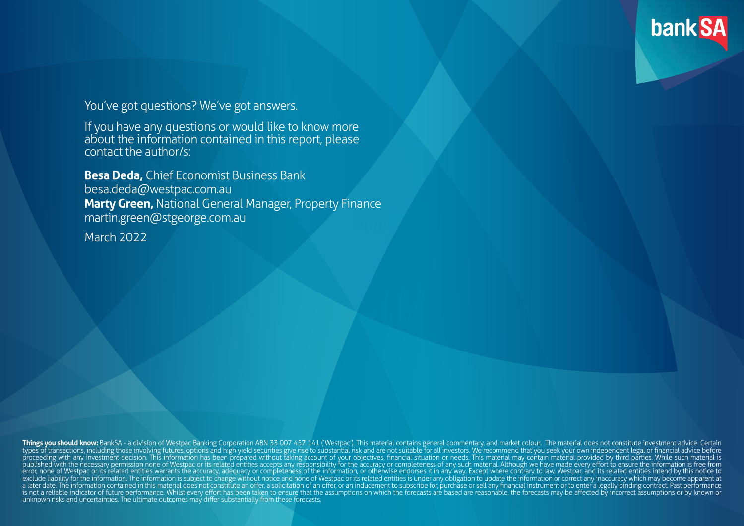You've got questions? We've got answers.

If you have any questions or would like to know more about the information contained in this report, please contact the author/s:

**Besa Deda,** Chief Economist Business Bank
besa.deda@westpac.com.au
**Marty Green,** National General Manager, Property Finance
martin.green@stgeorge.com.au

March 2022

**Things you should know:** BankSA - a division of Westpac Banking Corporation ABN 33 007 457 141 ('Westpac'). This material contains general commentary, and market colour. The material does not constitute investment advice. Certain types of transactions, including those involving futures, options and high yield securities give rise to substantial risk and are not suitable for all investors. We recommend that you seek your own independent legal or financial advice before proceeding with any investment decision. This information has been prepared without taking account of your objectives, financial situation or needs. This material may contain material provided by third parties. While such material is published with the necessary permission none of Westpac or its related entities accepts any responsibility for the accuracy or completeness of any such material. Although we have made every effort to ensure the information is free from error, none of Westpac or its related entities warrants the accuracy, adequacy or completeness of the information, or otherwise endorses it in any way. Except where contrary to law, Westpac and its related entities intend by this notice to exclude liability for the information. The information is subject to change without notice and none of Westpac or its related entities is under any obligation to update the information or correct any inaccuracy which may become apparent at a later date. The information contained in this material does not constitute an offer, a solicitation of an offer, or an inducement to subscribe for, purchase or sell any financial instrument or to enter a legally binding contract. Past performance is not a reliable indicator of future performance. Whilst every effort has been taken to ensure that the assumptions on which the forecasts are based are reasonable, the forecasts may be affected by incorrect assumptions or by known or unknown risks and uncertainties. The ultimate outcomes may differ substantially from these forecasts.